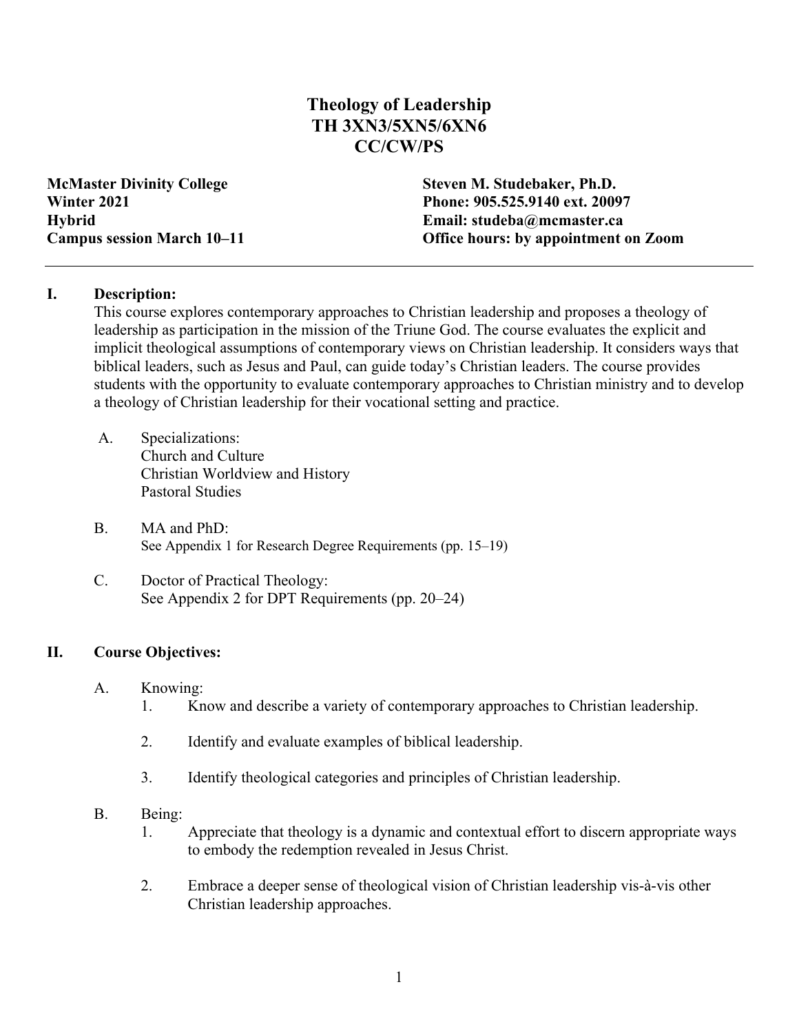# Theology of Leadership
## TH 3XN3/5XN5/6XN6
## CC/CW/PS

**McMaster Divinity College**
**Winter 2021**
**Hybrid**
**Campus session March 10–11**

**Steven M. Studebaker, Ph.D.**
**Phone: 905.525.9140 ext. 20097**
**Email: studeba@mcmaster.ca**
**Office hours: by appointment on Zoom**

---

## I. Description:

This course explores contemporary approaches to Christian leadership and proposes a theology of leadership as participation in the mission of the Triune God. The course evaluates the explicit and implicit theological assumptions of contemporary views on Christian leadership. It considers ways that biblical leaders, such as Jesus and Paul, can guide today's Christian leaders. The course provides students with the opportunity to evaluate contemporary approaches to Christian ministry and to develop a theology of Christian leadership for their vocational setting and practice.

A. Specializations:
   Church and Culture
   Christian Worldview and History
   Pastoral Studies

B. MA and PhD:
   See Appendix 1 for Research Degree Requirements (pp. 15–19)

C. Doctor of Practical Theology:
   See Appendix 2 for DPT Requirements (pp. 20–24)

## II. Course Objectives:

A. Knowing:

1. Know and describe a variety of contemporary approaches to Christian leadership.
2. Identify and evaluate examples of biblical leadership.
3. Identify theological categories and principles of Christian leadership.

B. Being:

1. Appreciate that theology is a dynamic and contextual effort to discern appropriate ways to embody the redemption revealed in Jesus Christ.
2. Embrace a deeper sense of theological vision of Christian leadership vis-à-vis other Christian leadership approaches.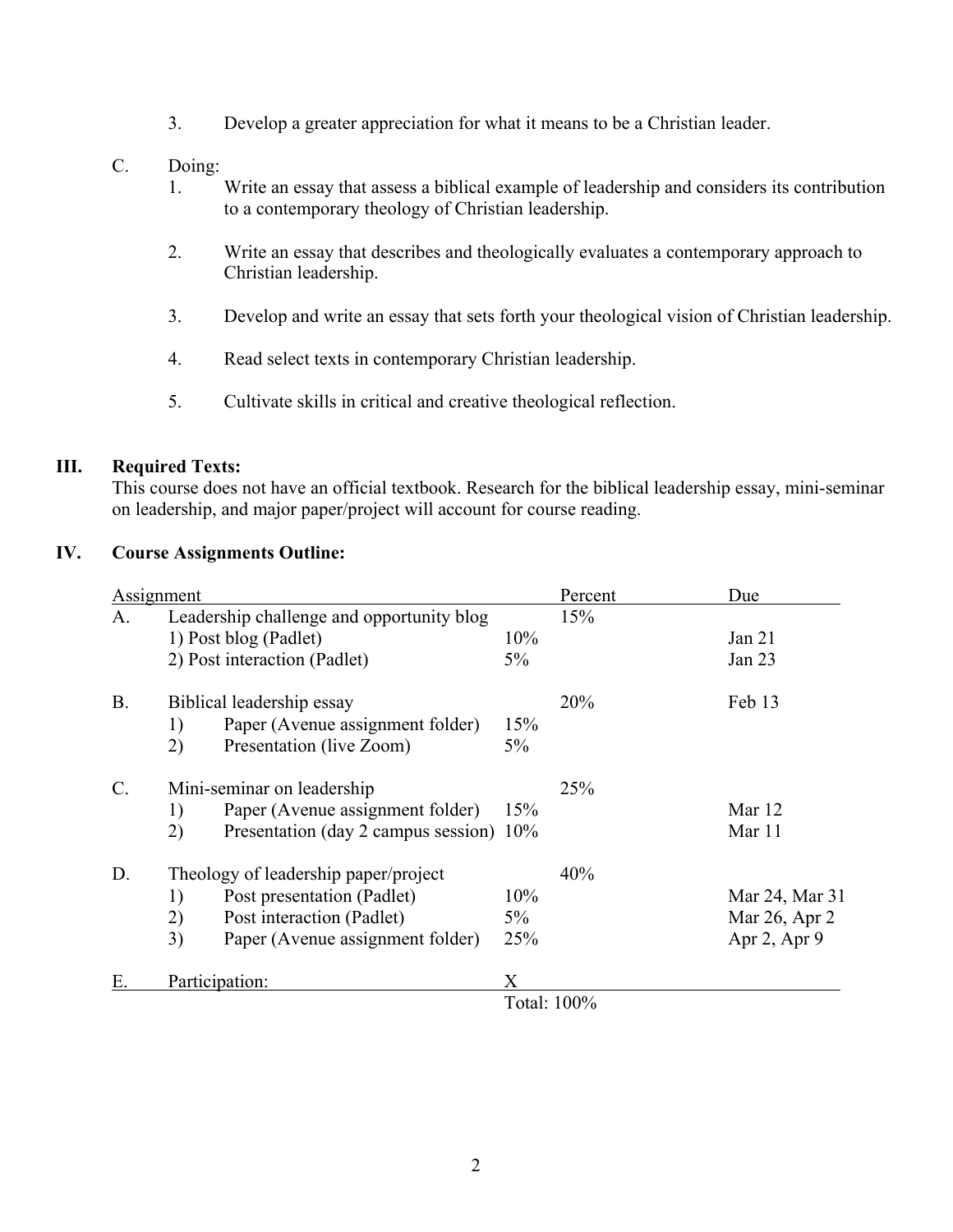3. Develop a greater appreciation for what it means to be a Christian leader.

C. Doing:

1. Write an essay that assess a biblical example of leadership and considers its contribution to a contemporary theology of Christian leadership.

2. Write an essay that describes and theologically evaluates a contemporary approach to Christian leadership.

3. Develop and write an essay that sets forth your theological vision of Christian leadership.

4. Read select texts in contemporary Christian leadership.

5. Cultivate skills in critical and creative theological reflection.

## III. Required Texts:

This course does not have an official textbook. Research for the biblical leadership essay, mini-seminar on leadership, and major paper/project will account for course reading.

## IV. Course Assignments Outline:

| Assignment | | | Percent | Due |
|---|---|---|---|---|
| A. Leadership challenge and opportunity blog | | | 15% | |
| | 1) Post blog (Padlet) | 10% | | Jan 21 |
| | 2) Post interaction (Padlet) | 5% | | Jan 23 |
| B. Biblical leadership essay | | | 20% | Feb 13 |
| | 1) Paper (Avenue assignment folder) | 15% | | |
| | 2) Presentation (live Zoom) | 5% | | |
| C. Mini-seminar on leadership | | | 25% | |
| | 1) Paper (Avenue assignment folder) | 15% | | Mar 12 |
| | 2) Presentation (day 2 campus session) | 10% | | Mar 11 |
| D. Theology of leadership paper/project | | | 40% | |
| | 1) Post presentation (Padlet) | 10% | | Mar 24, Mar 31 |
| | 2) Post interaction (Padlet) | 5% | | Mar 26, Apr 2 |
| | 3) Paper (Avenue assignment folder) | 25% | | Apr 2, Apr 9 |
| E. Participation: | | X | | |
| | | Total: 100% | | |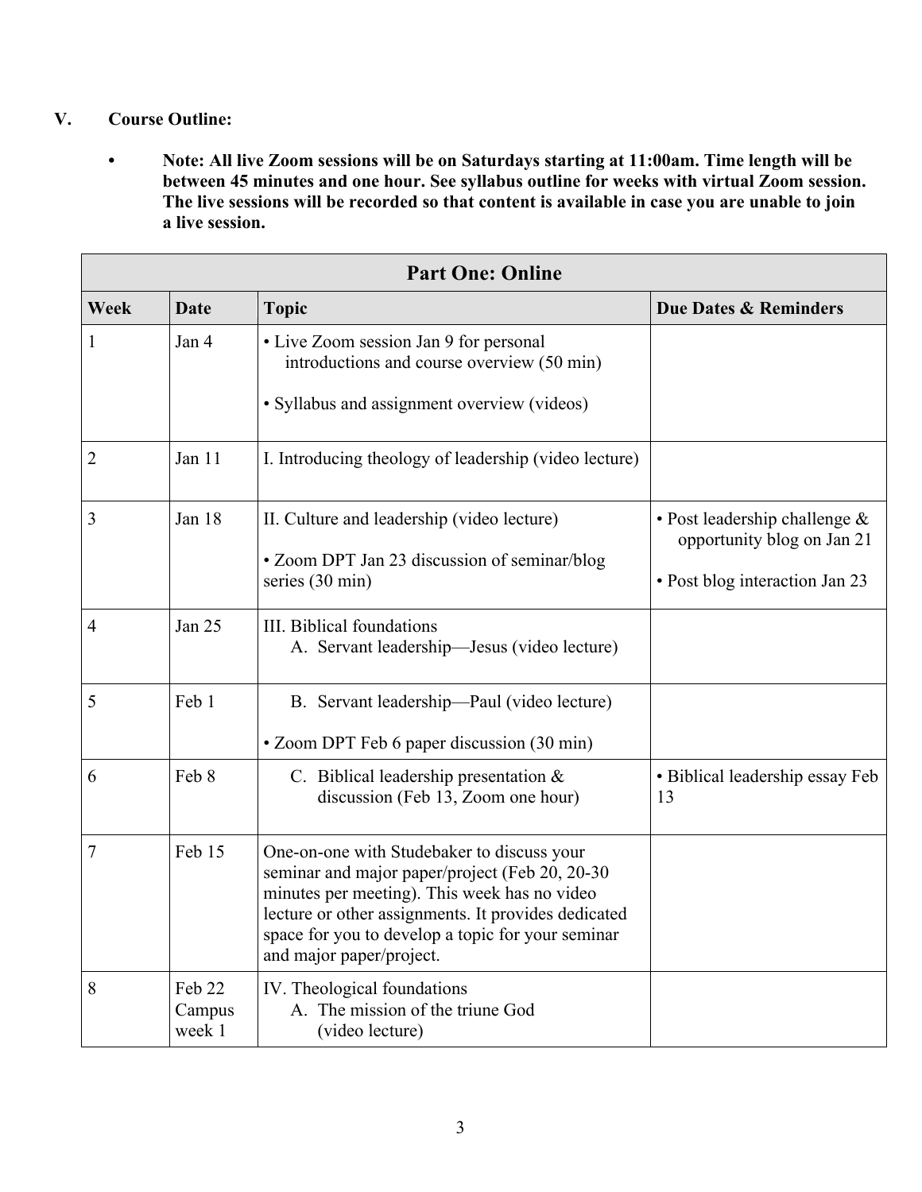## V. Course Outline:

- **Note: All live Zoom sessions will be on Saturdays starting at 11:00am. Time length will be between 45 minutes and one hour. See syllabus outline for weeks with virtual Zoom session. The live sessions will be recorded so that content is available in case you are unable to join a live session.**

| Part One: Online | | | |
|---|---|---|---|
| **Week** | **Date** | **Topic** | **Due Dates & Reminders** |
| 1 | Jan 4 | • Live Zoom session Jan 9 for personal introductions and course overview (50 min)<br><br>• Syllabus and assignment overview (videos) | |
| 2 | Jan 11 | I. Introducing theology of leadership (video lecture) | |
| 3 | Jan 18 | II. Culture and leadership (video lecture)<br><br>• Zoom DPT Jan 23 discussion of seminar/blog series (30 min) | • Post leadership challenge & opportunity blog on Jan 21<br><br>• Post blog interaction Jan 23 |
| 4 | Jan 25 | III. Biblical foundations<br>A. Servant leadership—Jesus (video lecture) | |
| 5 | Feb 1 | B. Servant leadership—Paul (video lecture)<br><br>• Zoom DPT Feb 6 paper discussion (30 min) | |
| 6 | Feb 8 | C. Biblical leadership presentation & discussion (Feb 13, Zoom one hour) | • Biblical leadership essay Feb 13 |
| 7 | Feb 15 | One-on-one with Studebaker to discuss your seminar and major paper/project (Feb 20, 20-30 minutes per meeting). This week has no video lecture or other assignments. It provides dedicated space for you to develop a topic for your seminar and major paper/project. | |
| 8 | Feb 22 Campus week 1 | IV. Theological foundations<br>A. The mission of the triune God (video lecture) | |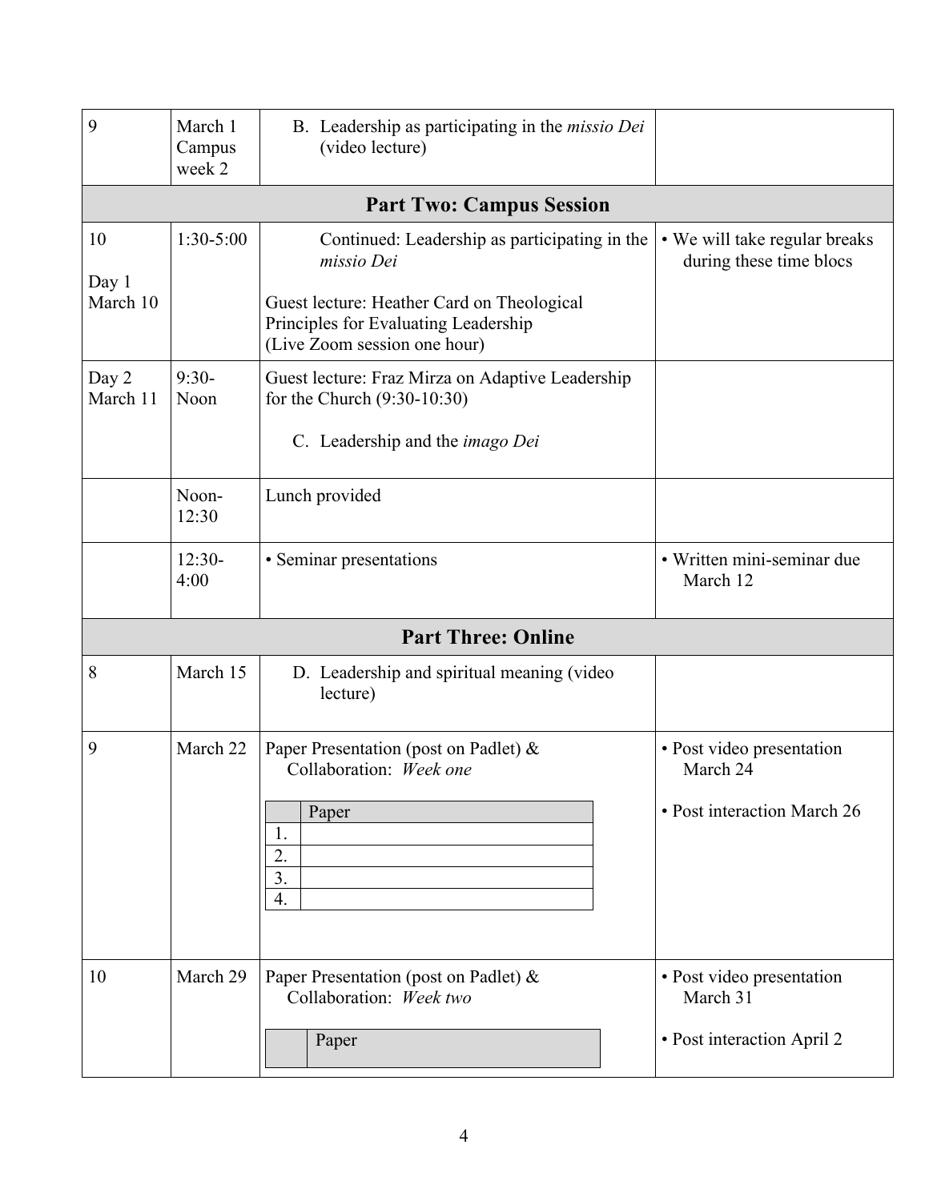| | | | |
|---|---|---|---|
| 9 | March 1 Campus week 2 | B. Leadership as participating in the *missio Dei* (video lecture) | |
| **Part Two: Campus Session** | | | |
| 10<br><br>Day 1 March 10 | 1:30-5:00 | Continued: Leadership as participating in the *missio Dei*<br><br>Guest lecture: Heather Card on Theological Principles for Evaluating Leadership (Live Zoom session one hour) | • We will take regular breaks during these time blocs |
| Day 2 March 11 | 9:30-Noon | Guest lecture: Fraz Mirza on Adaptive Leadership for the Church (9:30-10:30)<br><br>C. Leadership and the *imago Dei* | |
| | Noon-12:30 | Lunch provided | |
| | 12:30-4:00 | • Seminar presentations | • Written mini-seminar due March 12 |
| **Part Three: Online** | | | |
| 8 | March 15 | D. Leadership and spiritual meaning (video lecture) | |
| 9 | March 22 | Paper Presentation (post on Padlet) & Collaboration: *Week one*<br><br>Paper<br>1.<br>2.<br>3.<br>4. | • Post video presentation March 24<br><br>• Post interaction March 26 |
| 10 | March 29 | Paper Presentation (post on Padlet) & Collaboration: *Week two*<br><br>Paper | • Post video presentation March 31<br><br>• Post interaction April 2 |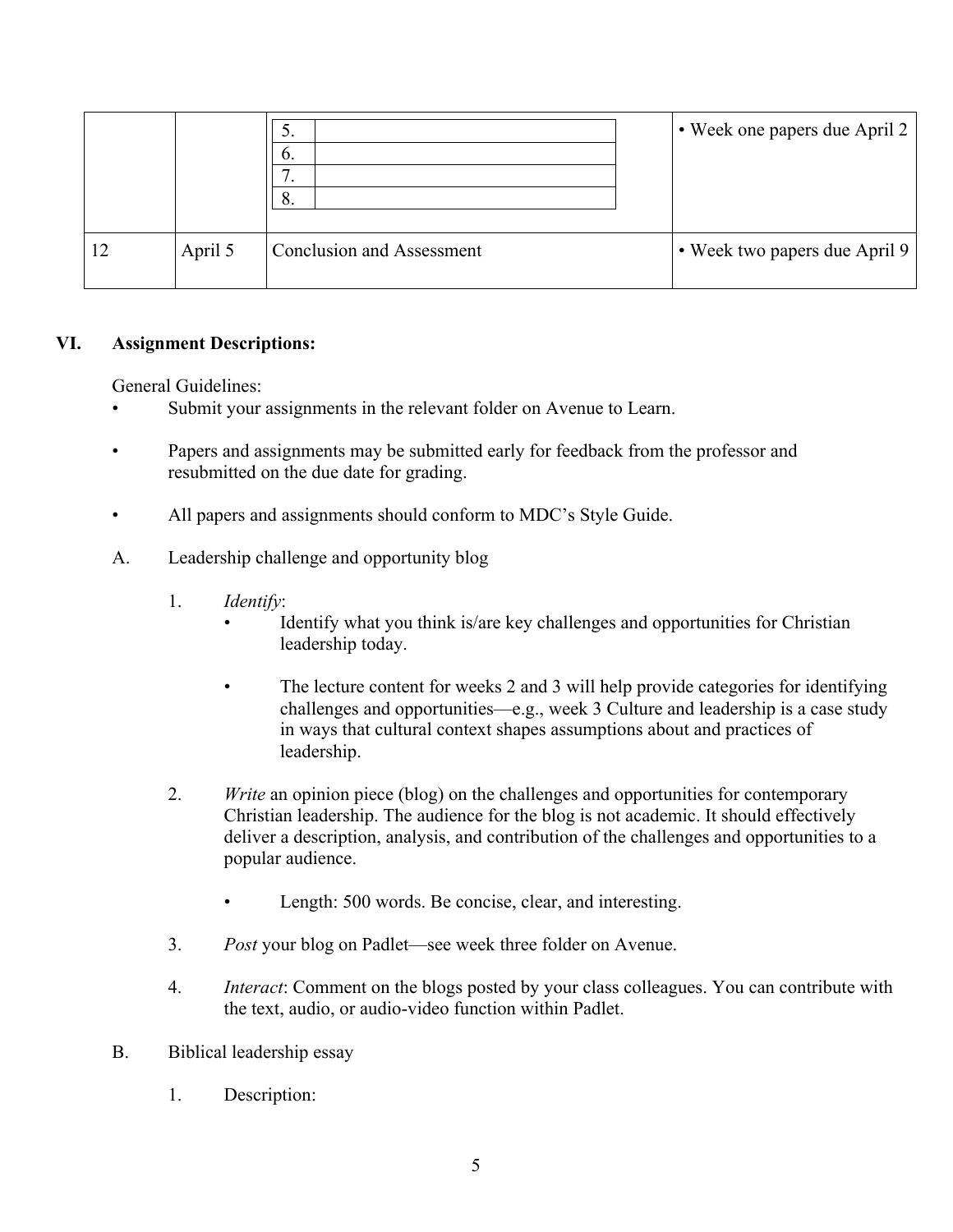|  |  | 5. <br> 6. <br> 7. <br> 8. | • Week one papers due April 2 |
|---|---|---|---|
| 12 | April 5 | Conclusion and Assessment | • Week two papers due April 9 |

## VI. Assignment Descriptions:

General Guidelines:

- Submit your assignments in the relevant folder on Avenue to Learn.
- Papers and assignments may be submitted early for feedback from the professor and resubmitted on the due date for grading.
- All papers and assignments should conform to MDC's Style Guide.

A. Leadership challenge and opportunity blog

1. *Identify*:
   - Identify what you think is/are key challenges and opportunities for Christian leadership today.
   - The lecture content for weeks 2 and 3 will help provide categories for identifying challenges and opportunities—e.g., week 3 Culture and leadership is a case study in ways that cultural context shapes assumptions about and practices of leadership.
2. *Write* an opinion piece (blog) on the challenges and opportunities for contemporary Christian leadership. The audience for the blog is not academic. It should effectively deliver a description, analysis, and contribution of the challenges and opportunities to a popular audience.
   - Length: 500 words. Be concise, clear, and interesting.
3. *Post* your blog on Padlet—see week three folder on Avenue.
4. *Interact*: Comment on the blogs posted by your class colleagues. You can contribute with the text, audio, or audio-video function within Padlet.

B. Biblical leadership essay

1. Description: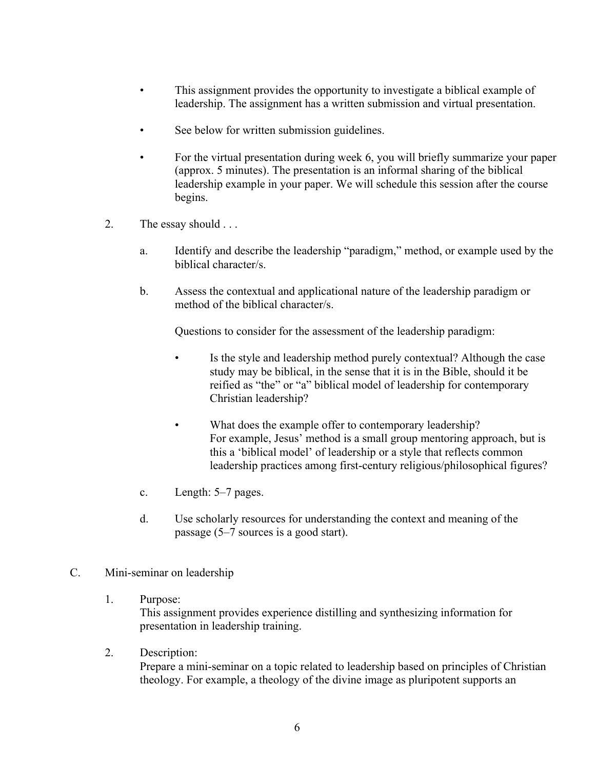- This assignment provides the opportunity to investigate a biblical example of leadership. The assignment has a written submission and virtual presentation.

- See below for written submission guidelines.

- For the virtual presentation during week 6, you will briefly summarize your paper (approx. 5 minutes). The presentation is an informal sharing of the biblical leadership example in your paper. We will schedule this session after the course begins.

2. The essay should . . .

   a. Identify and describe the leadership "paradigm," method, or example used by the biblical character/s.

   b. Assess the contextual and applicational nature of the leadership paradigm or method of the biblical character/s.

      Questions to consider for the assessment of the leadership paradigm:

      - Is the style and leadership method purely contextual? Although the case study may be biblical, in the sense that it is in the Bible, should it be reified as "the" or "a" biblical model of leadership for contemporary Christian leadership?

      - What does the example offer to contemporary leadership? For example, Jesus' method is a small group mentoring approach, but is this a 'biblical model' of leadership or a style that reflects common leadership practices among first-century religious/philosophical figures?

   c. Length: 5–7 pages.

   d. Use scholarly resources for understanding the context and meaning of the passage (5–7 sources is a good start).

C. Mini-seminar on leadership

   1. Purpose:
      This assignment provides experience distilling and synthesizing information for presentation in leadership training.

   2. Description:
      Prepare a mini-seminar on a topic related to leadership based on principles of Christian theology. For example, a theology of the divine image as pluripotent supports an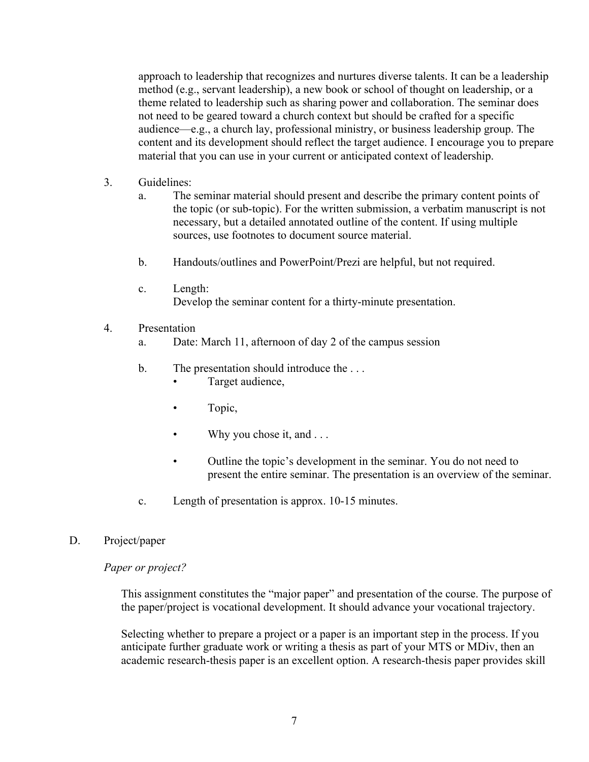approach to leadership that recognizes and nurtures diverse talents. It can be a leadership method (e.g., servant leadership), a new book or school of thought on leadership, or a theme related to leadership such as sharing power and collaboration. The seminar does not need to be geared toward a church context but should be crafted for a specific audience—e.g., a church lay, professional ministry, or business leadership group. The content and its development should reflect the target audience. I encourage you to prepare material that you can use in your current or anticipated context of leadership.

3. Guidelines:
   a. The seminar material should present and describe the primary content points of the topic (or sub-topic). For the written submission, a verbatim manuscript is not necessary, but a detailed annotated outline of the content. If using multiple sources, use footnotes to document source material.

   b. Handouts/outlines and PowerPoint/Prezi are helpful, but not required.

   c. Length:
      Develop the seminar content for a thirty-minute presentation.

4. Presentation
   a. Date: March 11, afternoon of day 2 of the campus session

   b. The presentation should introduce the . . .
      - Target audience,
      - Topic,
      - Why you chose it, and . . .
      - Outline the topic's development in the seminar. You do not need to present the entire seminar. The presentation is an overview of the seminar.

   c. Length of presentation is approx. 10-15 minutes.

D. Project/paper

*Paper or project?*

This assignment constitutes the "major paper" and presentation of the course. The purpose of the paper/project is vocational development. It should advance your vocational trajectory.

Selecting whether to prepare a project or a paper is an important step in the process. If you anticipate further graduate work or writing a thesis as part of your MTS or MDiv, then an academic research-thesis paper is an excellent option. A research-thesis paper provides skill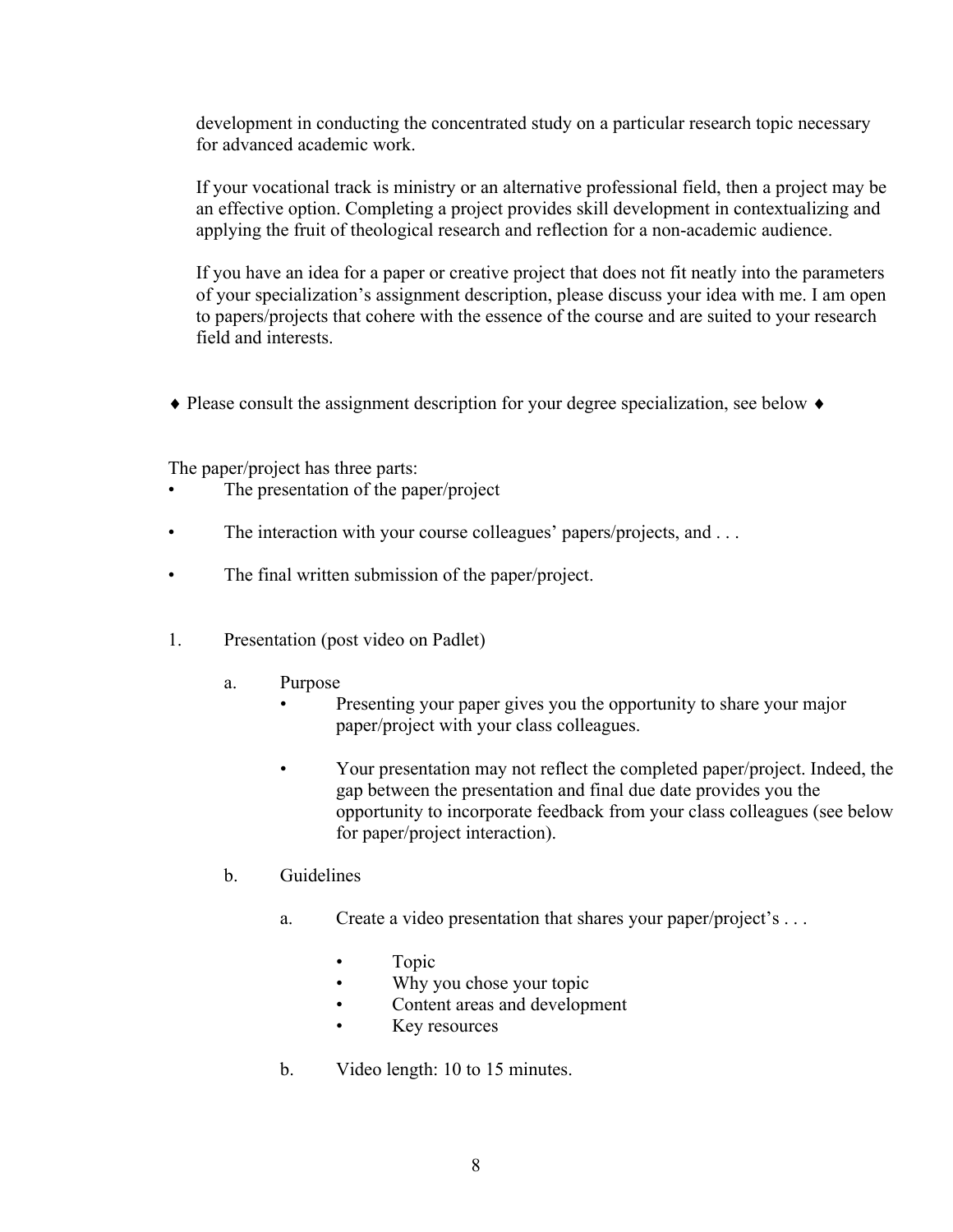development in conducting the concentrated study on a particular research topic necessary for advanced academic work.

If your vocational track is ministry or an alternative professional field, then a project may be an effective option. Completing a project provides skill development in contextualizing and applying the fruit of theological research and reflection for a non-academic audience.

If you have an idea for a paper or creative project that does not fit neatly into the parameters of your specialization's assignment description, please discuss your idea with me. I am open to papers/projects that cohere with the essence of the course and are suited to your research field and interests.

♦ Please consult the assignment description for your degree specialization, see below ♦

The paper/project has three parts:

- The presentation of the paper/project
- The interaction with your course colleagues' papers/projects, and . . .
- The final written submission of the paper/project.

1. Presentation (post video on Padlet)

   a. Purpose

      - Presenting your paper gives you the opportunity to share your major paper/project with your class colleagues.
      - Your presentation may not reflect the completed paper/project. Indeed, the gap between the presentation and final due date provides you the opportunity to incorporate feedback from your class colleagues (see below for paper/project interaction).

   b. Guidelines

      a. Create a video presentation that shares your paper/project's . . .

         - Topic
         - Why you chose your topic
         - Content areas and development
         - Key resources

      b. Video length: 10 to 15 minutes.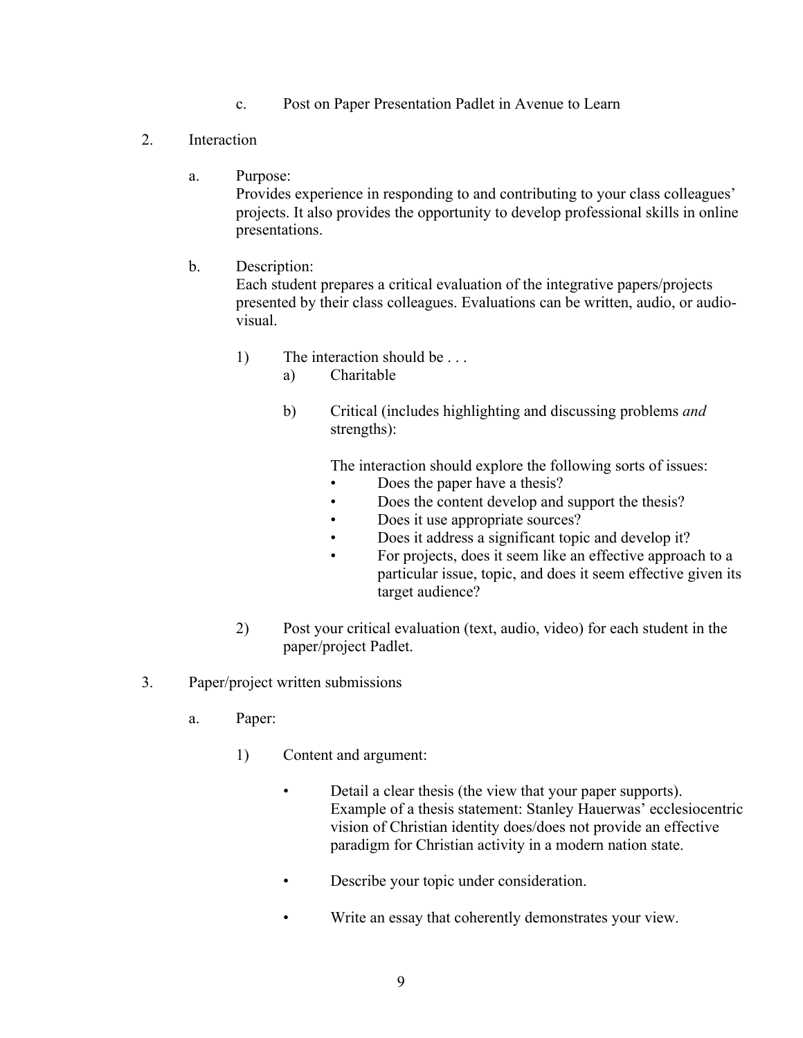c. Post on Paper Presentation Padlet in Avenue to Learn

2. Interaction

   a. Purpose:
      Provides experience in responding to and contributing to your class colleagues' projects. It also provides the opportunity to develop professional skills in online presentations.

   b. Description:
      Each student prepares a critical evaluation of the integrative papers/projects presented by their class colleagues. Evaluations can be written, audio, or audio-visual.

      1) The interaction should be . . .
         a) Charitable

         b) Critical (includes highlighting and discussing problems *and* strengths):

            The interaction should explore the following sorts of issues:
            - Does the paper have a thesis?
            - Does the content develop and support the thesis?
            - Does it use appropriate sources?
            - Does it address a significant topic and develop it?
            - For projects, does it seem like an effective approach to a particular issue, topic, and does it seem effective given its target audience?

      2) Post your critical evaluation (text, audio, video) for each student in the paper/project Padlet.

3. Paper/project written submissions

   a. Paper:

      1) Content and argument:

         - Detail a clear thesis (the view that your paper supports). Example of a thesis statement: Stanley Hauerwas' ecclesiocentric vision of Christian identity does/does not provide an effective paradigm for Christian activity in a modern nation state.

         - Describe your topic under consideration.

         - Write an essay that coherently demonstrates your view.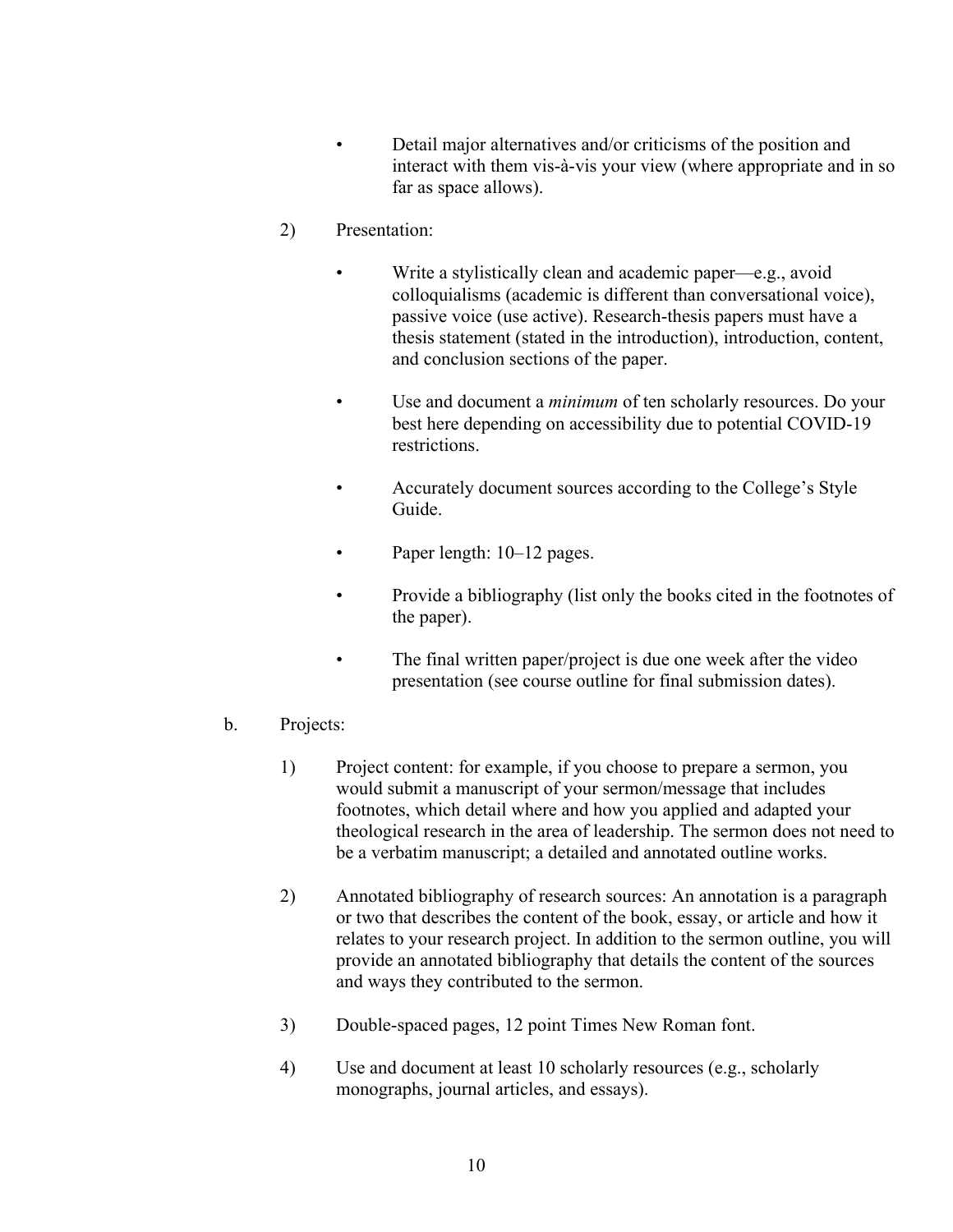- Detail major alternatives and/or criticisms of the position and interact with them vis-à-vis your view (where appropriate and in so far as space allows).

2) Presentation:

   - Write a stylistically clean and academic paper—e.g., avoid colloquialisms (academic is different than conversational voice), passive voice (use active). Research-thesis papers must have a thesis statement (stated in the introduction), introduction, content, and conclusion sections of the paper.

   - Use and document a *minimum* of ten scholarly resources. Do your best here depending on accessibility due to potential COVID-19 restrictions.

   - Accurately document sources according to the College's Style Guide.

   - Paper length: 10–12 pages.

   - Provide a bibliography (list only the books cited in the footnotes of the paper).

   - The final written paper/project is due one week after the video presentation (see course outline for final submission dates).

b. Projects:

1) Project content: for example, if you choose to prepare a sermon, you would submit a manuscript of your sermon/message that includes footnotes, which detail where and how you applied and adapted your theological research in the area of leadership. The sermon does not need to be a verbatim manuscript; a detailed and annotated outline works.

2) Annotated bibliography of research sources: An annotation is a paragraph or two that describes the content of the book, essay, or article and how it relates to your research project. In addition to the sermon outline, you will provide an annotated bibliography that details the content of the sources and ways they contributed to the sermon.

3) Double-spaced pages, 12 point Times New Roman font.

4) Use and document at least 10 scholarly resources (e.g., scholarly monographs, journal articles, and essays).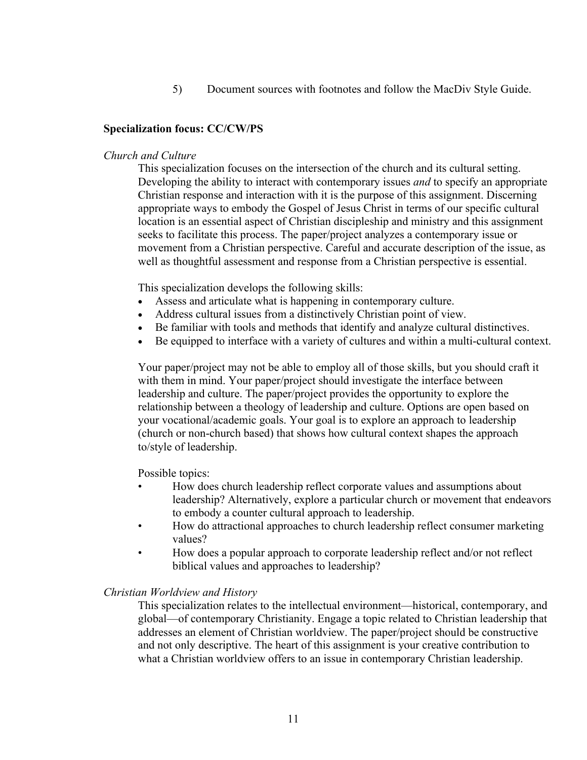5) Document sources with footnotes and follow the MacDiv Style Guide.

**Specialization focus: CC/CW/PS**

*Church and Culture*

This specialization focuses on the intersection of the church and its cultural setting. Developing the ability to interact with contemporary issues *and* to specify an appropriate Christian response and interaction with it is the purpose of this assignment. Discerning appropriate ways to embody the Gospel of Jesus Christ in terms of our specific cultural location is an essential aspect of Christian discipleship and ministry and this assignment seeks to facilitate this process. The paper/project analyzes a contemporary issue or movement from a Christian perspective. Careful and accurate description of the issue, as well as thoughtful assessment and response from a Christian perspective is essential.

This specialization develops the following skills:

- Assess and articulate what is happening in contemporary culture.
- Address cultural issues from a distinctively Christian point of view.
- Be familiar with tools and methods that identify and analyze cultural distinctives.
- Be equipped to interface with a variety of cultures and within a multi-cultural context.

Your paper/project may not be able to employ all of those skills, but you should craft it with them in mind. Your paper/project should investigate the interface between leadership and culture. The paper/project provides the opportunity to explore the relationship between a theology of leadership and culture. Options are open based on your vocational/academic goals. Your goal is to explore an approach to leadership (church or non-church based) that shows how cultural context shapes the approach to/style of leadership.

Possible topics:

- How does church leadership reflect corporate values and assumptions about leadership? Alternatively, explore a particular church or movement that endeavors to embody a counter cultural approach to leadership.
- How do attractional approaches to church leadership reflect consumer marketing values?
- How does a popular approach to corporate leadership reflect and/or not reflect biblical values and approaches to leadership?

*Christian Worldview and History*

This specialization relates to the intellectual environment—historical, contemporary, and global—of contemporary Christianity. Engage a topic related to Christian leadership that addresses an element of Christian worldview. The paper/project should be constructive and not only descriptive. The heart of this assignment is your creative contribution to what a Christian worldview offers to an issue in contemporary Christian leadership.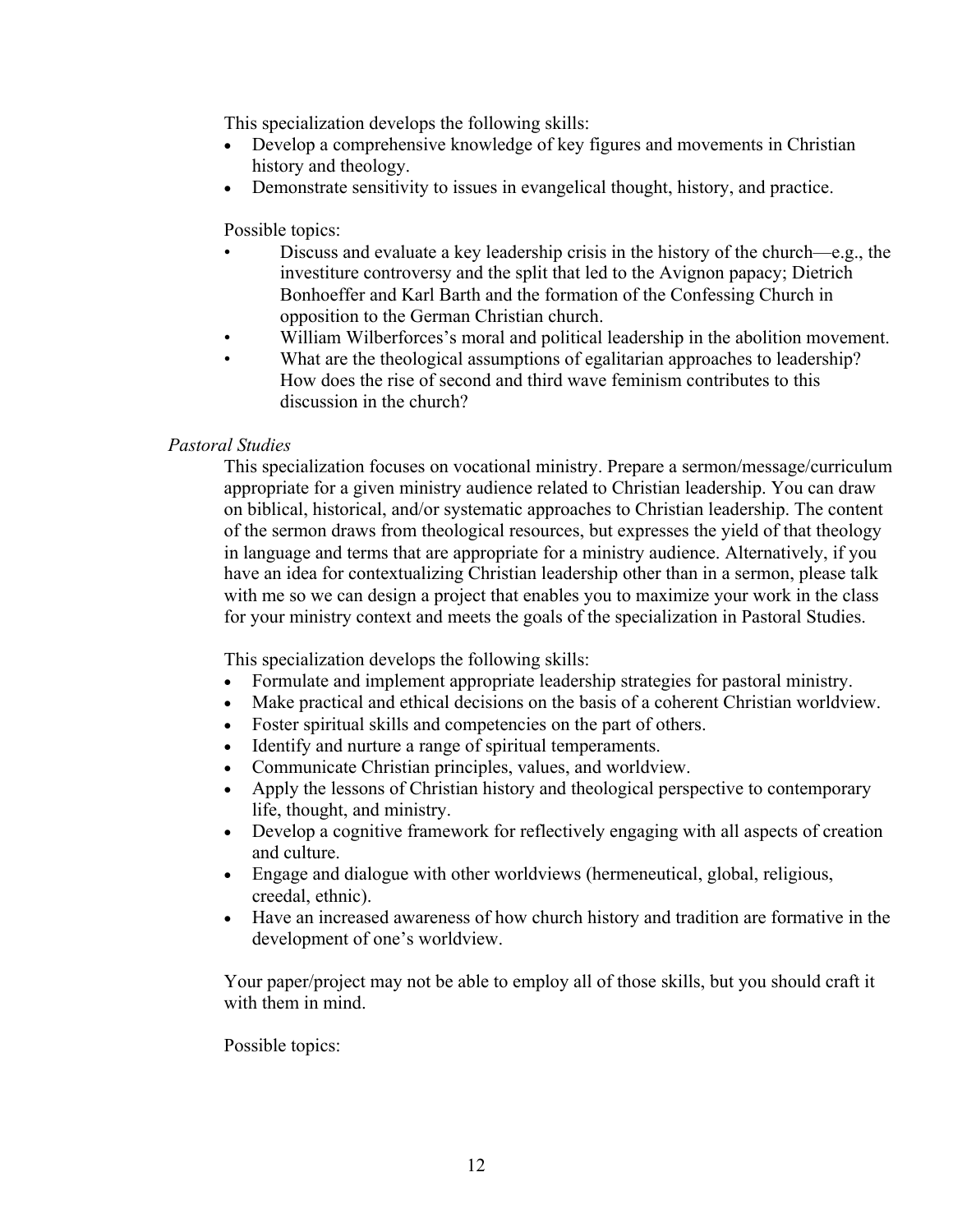This specialization develops the following skills:

- Develop a comprehensive knowledge of key figures and movements in Christian history and theology.
- Demonstrate sensitivity to issues in evangelical thought, history, and practice.

Possible topics:

- Discuss and evaluate a key leadership crisis in the history of the church—e.g., the investiture controversy and the split that led to the Avignon papacy; Dietrich Bonhoeffer and Karl Barth and the formation of the Confessing Church in opposition to the German Christian church.
- William Wilberforces's moral and political leadership in the abolition movement.
- What are the theological assumptions of egalitarian approaches to leadership? How does the rise of second and third wave feminism contributes to this discussion in the church?

*Pastoral Studies*

This specialization focuses on vocational ministry. Prepare a sermon/message/curriculum appropriate for a given ministry audience related to Christian leadership. You can draw on biblical, historical, and/or systematic approaches to Christian leadership. The content of the sermon draws from theological resources, but expresses the yield of that theology in language and terms that are appropriate for a ministry audience. Alternatively, if you have an idea for contextualizing Christian leadership other than in a sermon, please talk with me so we can design a project that enables you to maximize your work in the class for your ministry context and meets the goals of the specialization in Pastoral Studies.

This specialization develops the following skills:

- Formulate and implement appropriate leadership strategies for pastoral ministry.
- Make practical and ethical decisions on the basis of a coherent Christian worldview.
- Foster spiritual skills and competencies on the part of others.
- Identify and nurture a range of spiritual temperaments.
- Communicate Christian principles, values, and worldview.
- Apply the lessons of Christian history and theological perspective to contemporary life, thought, and ministry.
- Develop a cognitive framework for reflectively engaging with all aspects of creation and culture.
- Engage and dialogue with other worldviews (hermeneutical, global, religious, creedal, ethnic).
- Have an increased awareness of how church history and tradition are formative in the development of one's worldview.

Your paper/project may not be able to employ all of those skills, but you should craft it with them in mind.

Possible topics: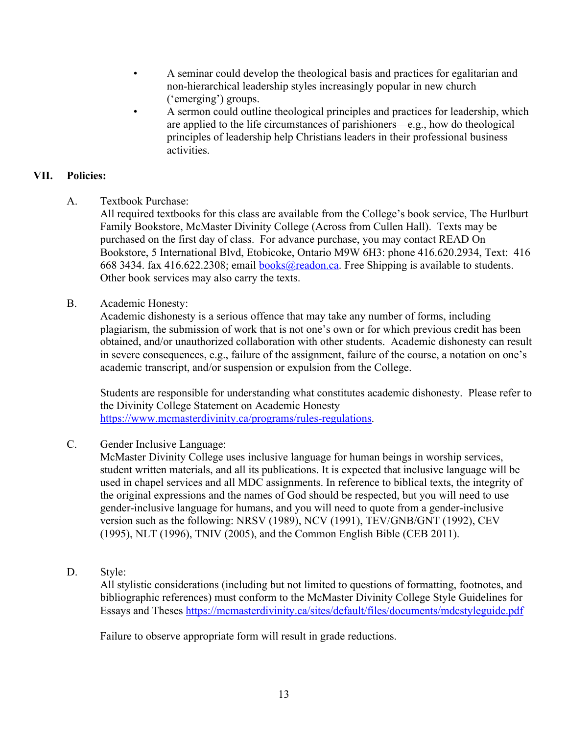- A seminar could develop the theological basis and practices for egalitarian and non-hierarchical leadership styles increasingly popular in new church ('emerging') groups.
- A sermon could outline theological principles and practices for leadership, which are applied to the life circumstances of parishioners—e.g., how do theological principles of leadership help Christians leaders in their professional business activities.

## VII. Policies:

### A. Textbook Purchase:

All required textbooks for this class are available from the College's book service, The Hurlburt Family Bookstore, McMaster Divinity College (Across from Cullen Hall). Texts may be purchased on the first day of class. For advance purchase, you may contact READ On Bookstore, 5 International Blvd, Etobicoke, Ontario M9W 6H3: phone 416.620.2934, Text: 416 668 3434. fax 416.622.2308; email books@readon.ca. Free Shipping is available to students. Other book services may also carry the texts.

### B. Academic Honesty:

Academic dishonesty is a serious offence that may take any number of forms, including plagiarism, the submission of work that is not one's own or for which previous credit has been obtained, and/or unauthorized collaboration with other students. Academic dishonesty can result in severe consequences, e.g., failure of the assignment, failure of the course, a notation on one's academic transcript, and/or suspension or expulsion from the College.

Students are responsible for understanding what constitutes academic dishonesty. Please refer to the Divinity College Statement on Academic Honesty https://www.mcmasterdivinity.ca/programs/rules-regulations.

### C. Gender Inclusive Language:

McMaster Divinity College uses inclusive language for human beings in worship services, student written materials, and all its publications. It is expected that inclusive language will be used in chapel services and all MDC assignments. In reference to biblical texts, the integrity of the original expressions and the names of God should be respected, but you will need to use gender-inclusive language for humans, and you will need to quote from a gender-inclusive version such as the following: NRSV (1989), NCV (1991), TEV/GNB/GNT (1992), CEV (1995), NLT (1996), TNIV (2005), and the Common English Bible (CEB 2011).

### D. Style:

All stylistic considerations (including but not limited to questions of formatting, footnotes, and bibliographic references) must conform to the McMaster Divinity College Style Guidelines for Essays and Theses https://mcmasterdivinity.ca/sites/default/files/documents/mdcstyleguide.pdf

Failure to observe appropriate form will result in grade reductions.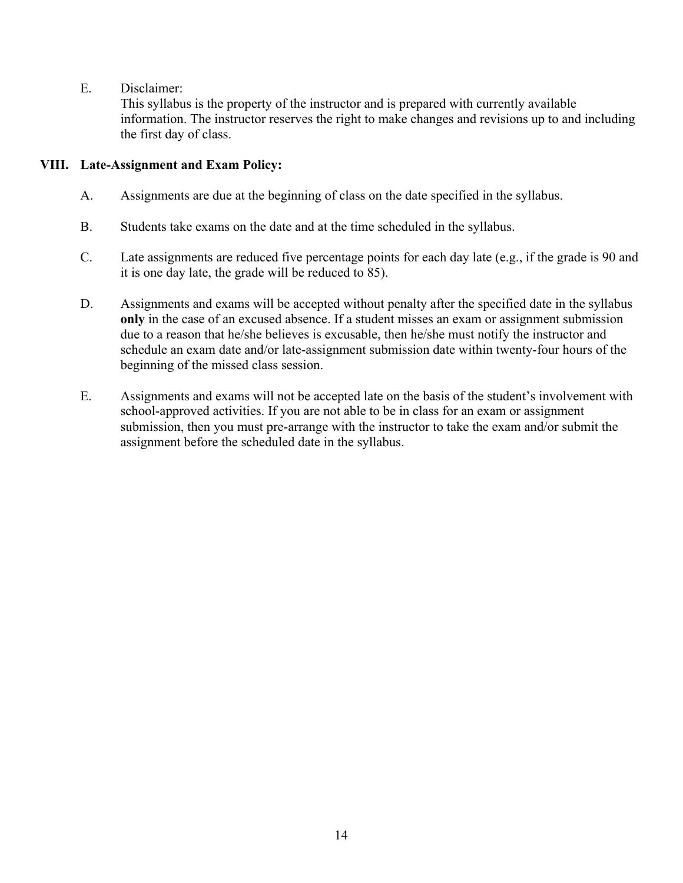E. Disclaimer:
This syllabus is the property of the instructor and is prepared with currently available information. The instructor reserves the right to make changes and revisions up to and including the first day of class.

## VIII. Late-Assignment and Exam Policy:

A. Assignments are due at the beginning of class on the date specified in the syllabus.

B. Students take exams on the date and at the time scheduled in the syllabus.

C. Late assignments are reduced five percentage points for each day late (e.g., if the grade is 90 and it is one day late, the grade will be reduced to 85).

D. Assignments and exams will be accepted without penalty after the specified date in the syllabus **only** in the case of an excused absence. If a student misses an exam or assignment submission due to a reason that he/she believes is excusable, then he/she must notify the instructor and schedule an exam date and/or late-assignment submission date within twenty-four hours of the beginning of the missed class session.

E. Assignments and exams will not be accepted late on the basis of the student's involvement with school-approved activities. If you are not able to be in class for an exam or assignment submission, then you must pre-arrange with the instructor to take the exam and/or submit the assignment before the scheduled date in the syllabus.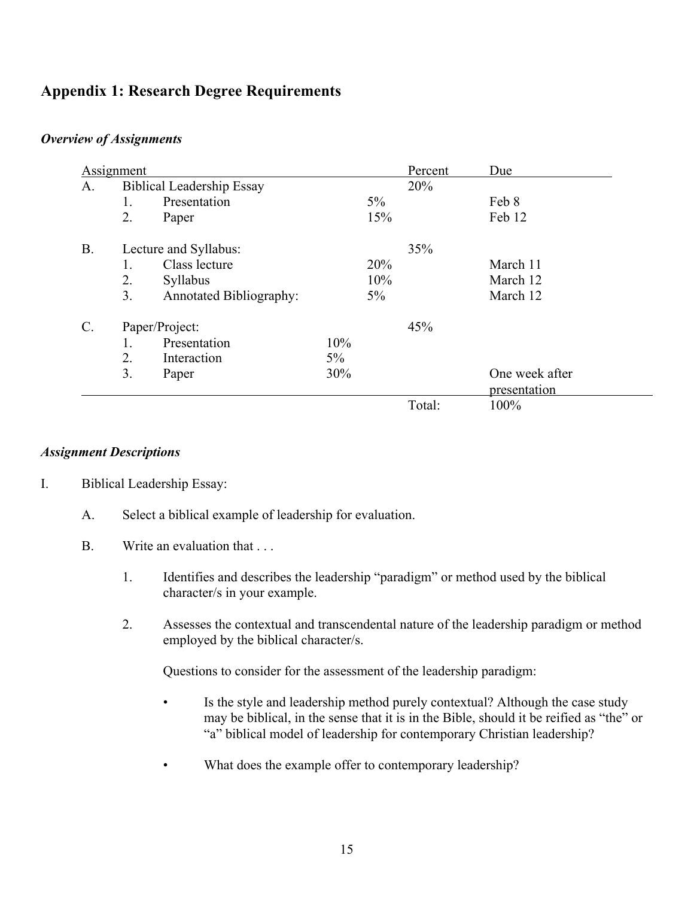## Appendix 1: Research Degree Requirements

### *Overview of Assignments*

| Assignment | | | | | Percent | Due |
|---|---|---|---|---|---|---|
| A. | Biblical Leadership Essay | | | | 20% | |
| | 1. | Presentation | | 5% | | Feb 8 |
| | 2. | Paper | | 15% | | Feb 12 |
| B. | Lecture and Syllabus: | | | | 35% | |
| | 1. | Class lecture | | 20% | | March 11 |
| | 2. | Syllabus | | 10% | | March 12 |
| | 3. | Annotated Bibliography: | | 5% | | March 12 |
| C. | Paper/Project: | | | | 45% | |
| | 1. | Presentation | 10% | | | |
| | 2. | Interaction | 5% | | | |
| | 3. | Paper | 30% | | | One week after presentation |
| | | | | | Total: | 100% |

### *Assignment Descriptions*

I. Biblical Leadership Essay:

A. Select a biblical example of leadership for evaluation.

B. Write an evaluation that . . .

1. Identifies and describes the leadership "paradigm" or method used by the biblical character/s in your example.

2. Assesses the contextual and transcendental nature of the leadership paradigm or method employed by the biblical character/s.

   Questions to consider for the assessment of the leadership paradigm:

   - Is the style and leadership method purely contextual? Although the case study may be biblical, in the sense that it is in the Bible, should it be reified as "the" or "a" biblical model of leadership for contemporary Christian leadership?

   - What does the example offer to contemporary leadership?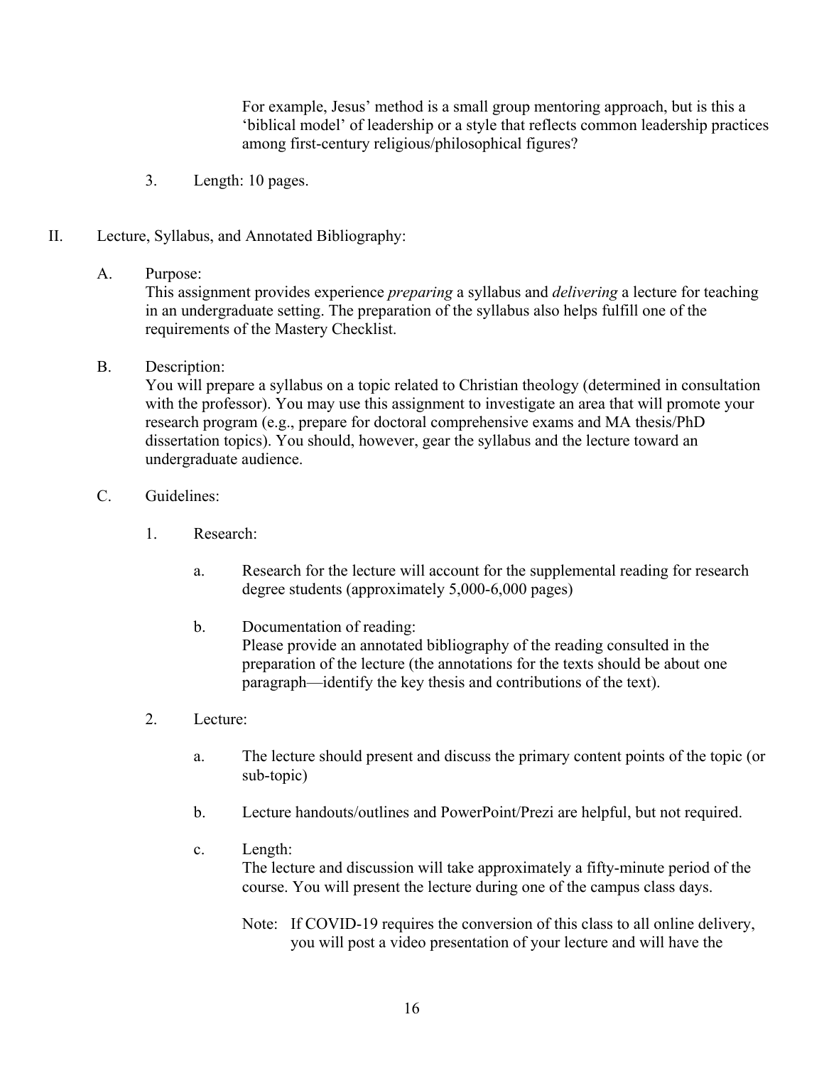For example, Jesus' method is a small group mentoring approach, but is this a 'biblical model' of leadership or a style that reflects common leadership practices among first-century religious/philosophical figures?

3. Length: 10 pages.

II. Lecture, Syllabus, and Annotated Bibliography:

A. Purpose:
This assignment provides experience *preparing* a syllabus and *delivering* a lecture for teaching in an undergraduate setting. The preparation of the syllabus also helps fulfill one of the requirements of the Mastery Checklist.

B. Description:
You will prepare a syllabus on a topic related to Christian theology (determined in consultation with the professor). You may use this assignment to investigate an area that will promote your research program (e.g., prepare for doctoral comprehensive exams and MA thesis/PhD dissertation topics). You should, however, gear the syllabus and the lecture toward an undergraduate audience.

C. Guidelines:

1. Research:

   a. Research for the lecture will account for the supplemental reading for research degree students (approximately 5,000-6,000 pages)

   b. Documentation of reading:
   Please provide an annotated bibliography of the reading consulted in the preparation of the lecture (the annotations for the texts should be about one paragraph—identify the key thesis and contributions of the text).

2. Lecture:

   a. The lecture should present and discuss the primary content points of the topic (or sub-topic)

   b. Lecture handouts/outlines and PowerPoint/Prezi are helpful, but not required.

   c. Length:
   The lecture and discussion will take approximately a fifty-minute period of the course. You will present the lecture during one of the campus class days.

   Note: If COVID-19 requires the conversion of this class to all online delivery, you will post a video presentation of your lecture and will have the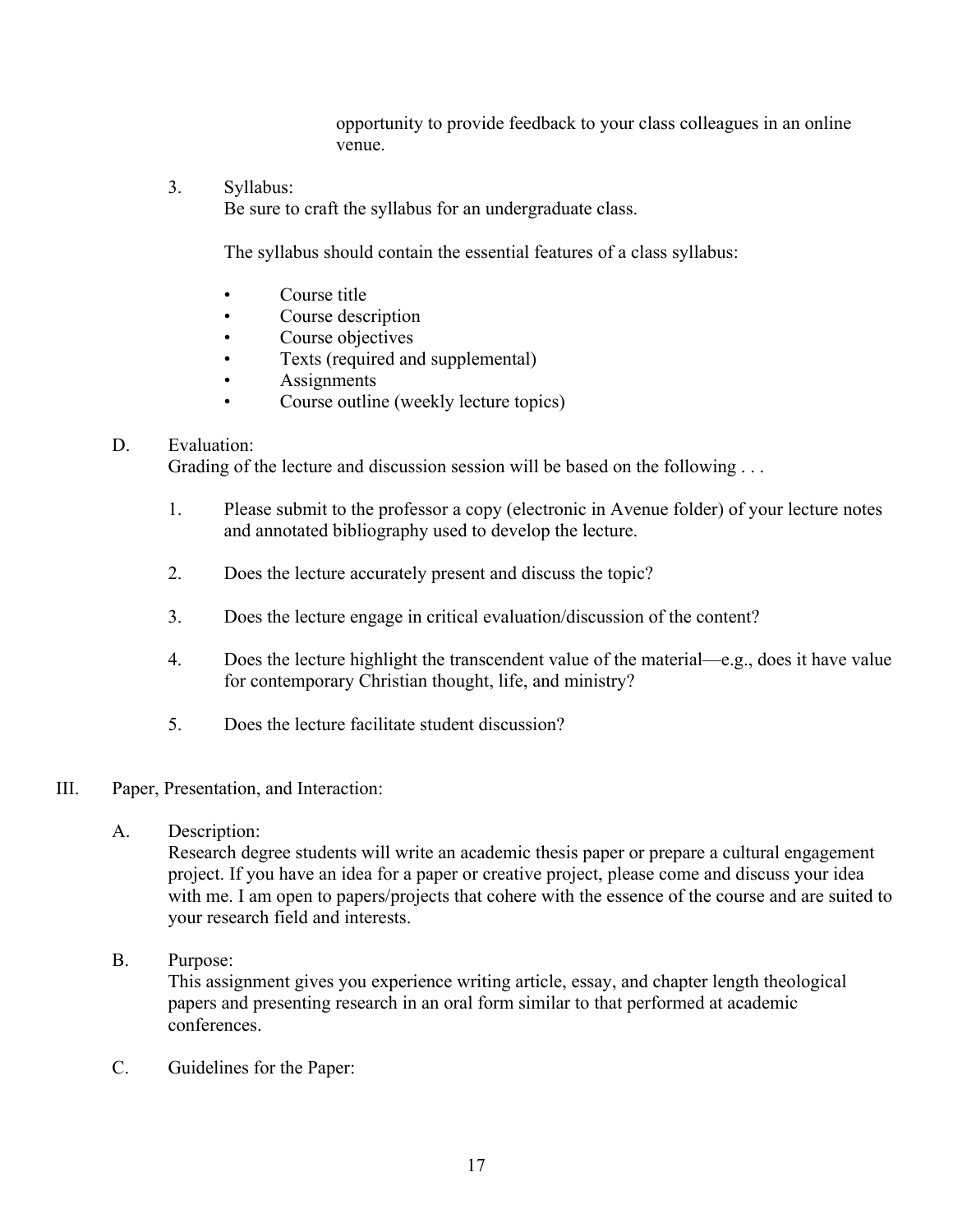opportunity to provide feedback to your class colleagues in an online venue.

3. Syllabus:
   Be sure to craft the syllabus for an undergraduate class.

   The syllabus should contain the essential features of a class syllabus:

   - Course title
   - Course description
   - Course objectives
   - Texts (required and supplemental)
   - Assignments
   - Course outline (weekly lecture topics)

D. Evaluation:
   Grading of the lecture and discussion session will be based on the following . . .

   1. Please submit to the professor a copy (electronic in Avenue folder) of your lecture notes and annotated bibliography used to develop the lecture.

   2. Does the lecture accurately present and discuss the topic?

   3. Does the lecture engage in critical evaluation/discussion of the content?

   4. Does the lecture highlight the transcendent value of the material—e.g., does it have value for contemporary Christian thought, life, and ministry?

   5. Does the lecture facilitate student discussion?

## III. Paper, Presentation, and Interaction:

A. Description:
   Research degree students will write an academic thesis paper or prepare a cultural engagement project. If you have an idea for a paper or creative project, please come and discuss your idea with me. I am open to papers/projects that cohere with the essence of the course and are suited to your research field and interests.

B. Purpose:
   This assignment gives you experience writing article, essay, and chapter length theological papers and presenting research in an oral form similar to that performed at academic conferences.

C. Guidelines for the Paper: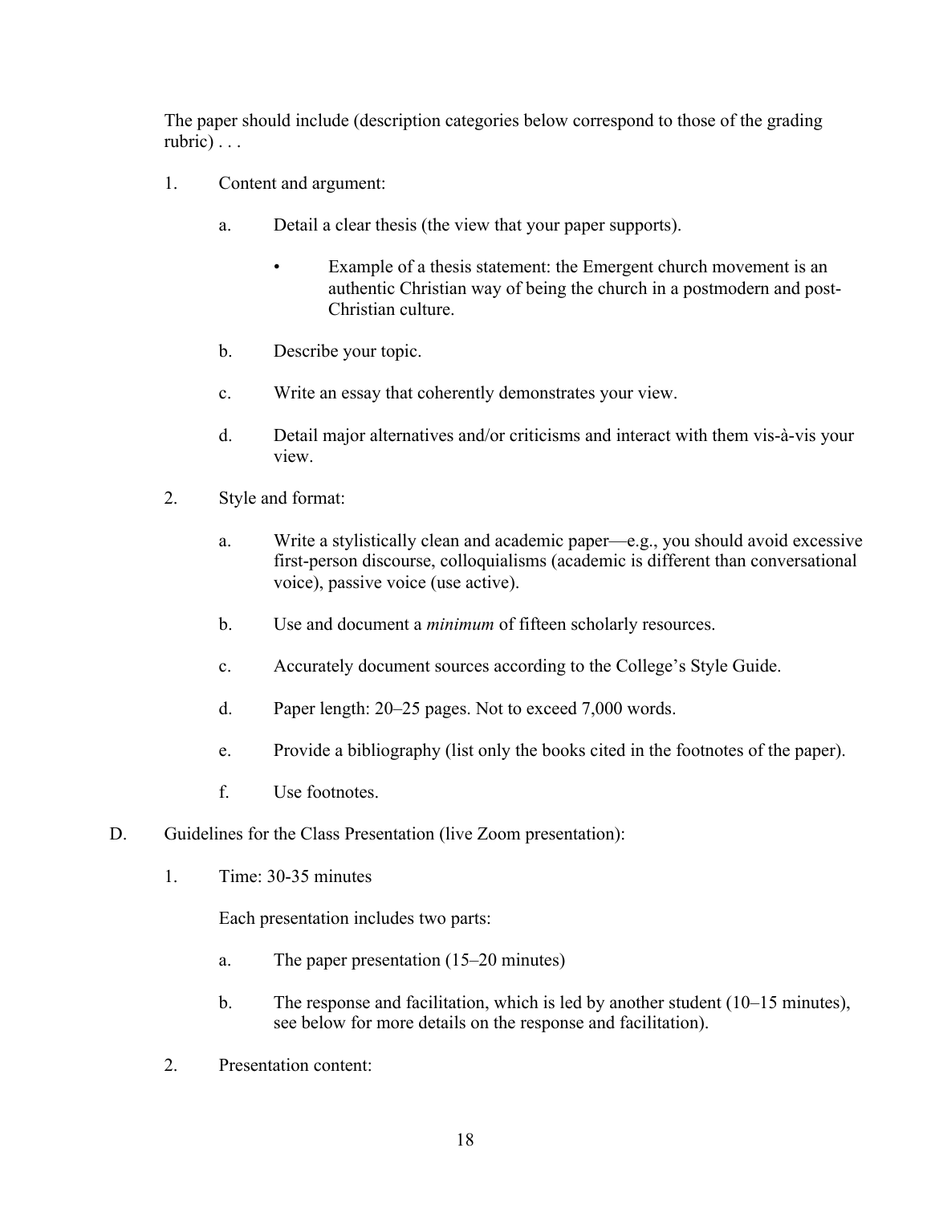The paper should include (description categories below correspond to those of the grading rubric) . . .

1. Content and argument:

   a. Detail a clear thesis (the view that your paper supports).

      - Example of a thesis statement: the Emergent church movement is an authentic Christian way of being the church in a postmodern and post-Christian culture.

   b. Describe your topic.

   c. Write an essay that coherently demonstrates your view.

   d. Detail major alternatives and/or criticisms and interact with them vis-à-vis your view.

2. Style and format:

   a. Write a stylistically clean and academic paper—e.g., you should avoid excessive first-person discourse, colloquialisms (academic is different than conversational voice), passive voice (use active).

   b. Use and document a *minimum* of fifteen scholarly resources.

   c. Accurately document sources according to the College's Style Guide.

   d. Paper length: 20–25 pages. Not to exceed 7,000 words.

   e. Provide a bibliography (list only the books cited in the footnotes of the paper).

   f. Use footnotes.

D. Guidelines for the Class Presentation (live Zoom presentation):

1. Time: 30-35 minutes

   Each presentation includes two parts:

   a. The paper presentation (15–20 minutes)

   b. The response and facilitation, which is led by another student (10–15 minutes), see below for more details on the response and facilitation).

2. Presentation content: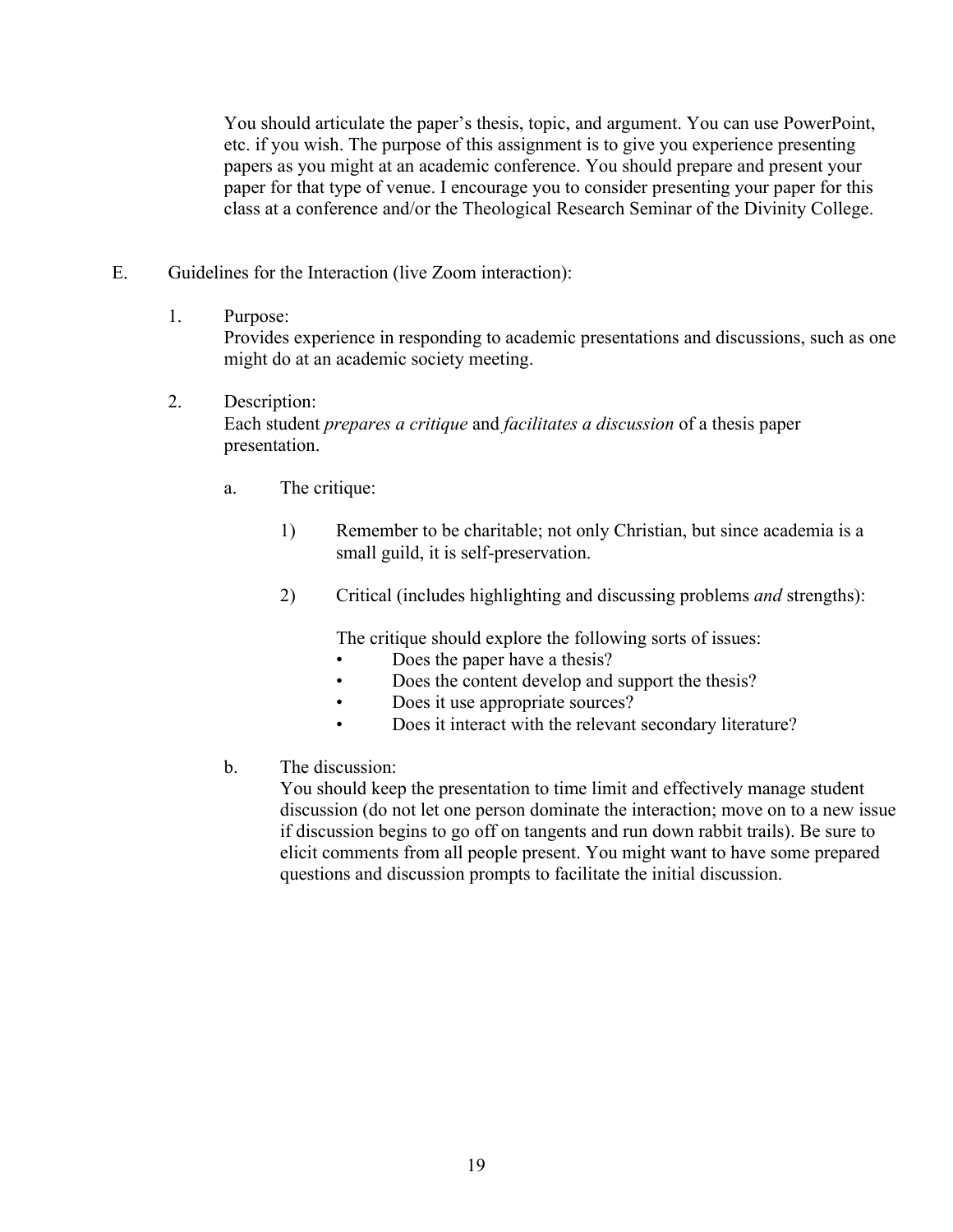You should articulate the paper's thesis, topic, and argument. You can use PowerPoint, etc. if you wish. The purpose of this assignment is to give you experience presenting papers as you might at an academic conference. You should prepare and present your paper for that type of venue. I encourage you to consider presenting your paper for this class at a conference and/or the Theological Research Seminar of the Divinity College.

E. Guidelines for the Interaction (live Zoom interaction):

1. Purpose:
   Provides experience in responding to academic presentations and discussions, such as one might do at an academic society meeting.

2. Description:
   Each student *prepares a critique* and *facilitates a discussion* of a thesis paper presentation.

   a. The critique:

      1) Remember to be charitable; not only Christian, but since academia is a small guild, it is self-preservation.

      2) Critical (includes highlighting and discussing problems *and* strengths):

         The critique should explore the following sorts of issues:
         - Does the paper have a thesis?
         - Does the content develop and support the thesis?
         - Does it use appropriate sources?
         - Does it interact with the relevant secondary literature?

   b. The discussion:
      You should keep the presentation to time limit and effectively manage student discussion (do not let one person dominate the interaction; move on to a new issue if discussion begins to go off on tangents and run down rabbit trails). Be sure to elicit comments from all people present. You might want to have some prepared questions and discussion prompts to facilitate the initial discussion.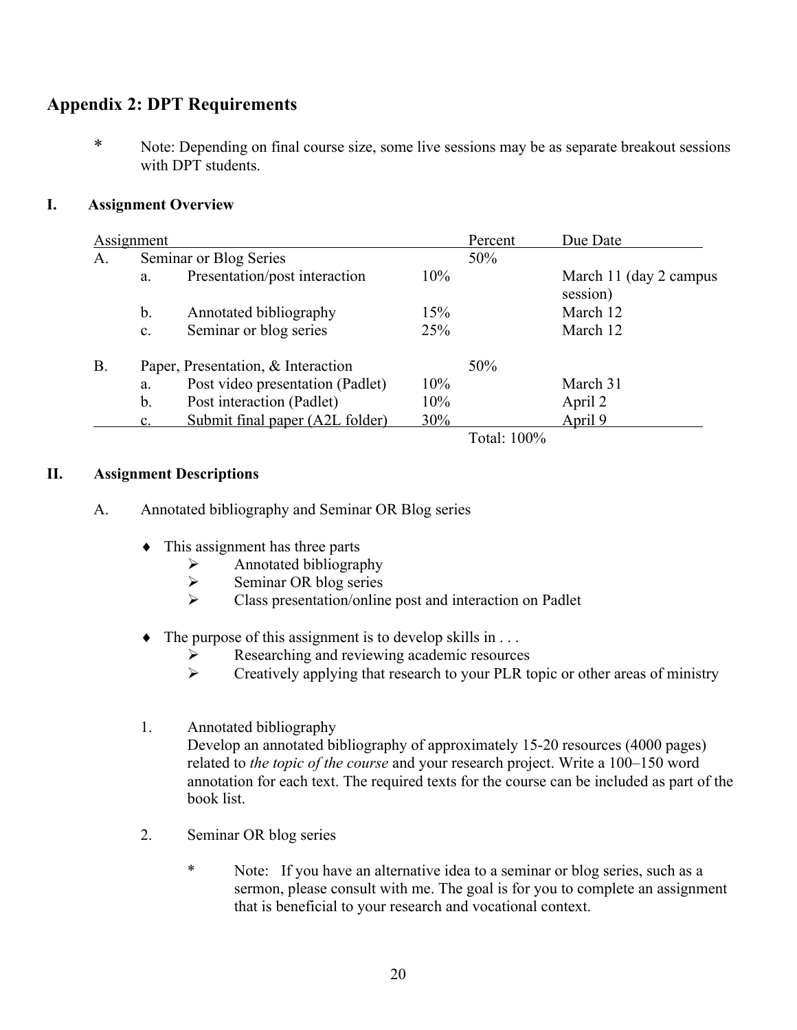## Appendix 2: DPT Requirements

\* Note: Depending on final course size, some live sessions may be as separate breakout sessions with DPT students.

### I. Assignment Overview

| Assignment | | | | Percent | Due Date |
|---|---|---|---|---|---|
| A. | Seminar or Blog Series | | | 50% | |
| | a. | Presentation/post interaction | 10% | | March 11 (day 2 campus session) |
| | b. | Annotated bibliography | 15% | | March 12 |
| | c. | Seminar or blog series | 25% | | March 12 |
| B. | Paper, Presentation, & Interaction | | | 50% | |
| | a. | Post video presentation (Padlet) | 10% | | March 31 |
| | b. | Post interaction (Padlet) | 10% | | April 2 |
| | c. | Submit final paper (A2L folder) | 30% | | April 9 |
| | | | | Total: 100% | |

### II. Assignment Descriptions

A. Annotated bibliography and Seminar OR Blog series

- This assignment has three parts
  - Annotated bibliography
  - Seminar OR blog series
  - Class presentation/online post and interaction on Padlet

- The purpose of this assignment is to develop skills in . . .
  - Researching and reviewing academic resources
  - Creatively applying that research to your PLR topic or other areas of ministry

1. Annotated bibliography
   Develop an annotated bibliography of approximately 15-20 resources (4000 pages) related to *the topic of the course* and your research project. Write a 100–150 word annotation for each text. The required texts for the course can be included as part of the book list.

2. Seminar OR blog series

   \* Note: If you have an alternative idea to a seminar or blog series, such as a sermon, please consult with me. The goal is for you to complete an assignment that is beneficial to your research and vocational context.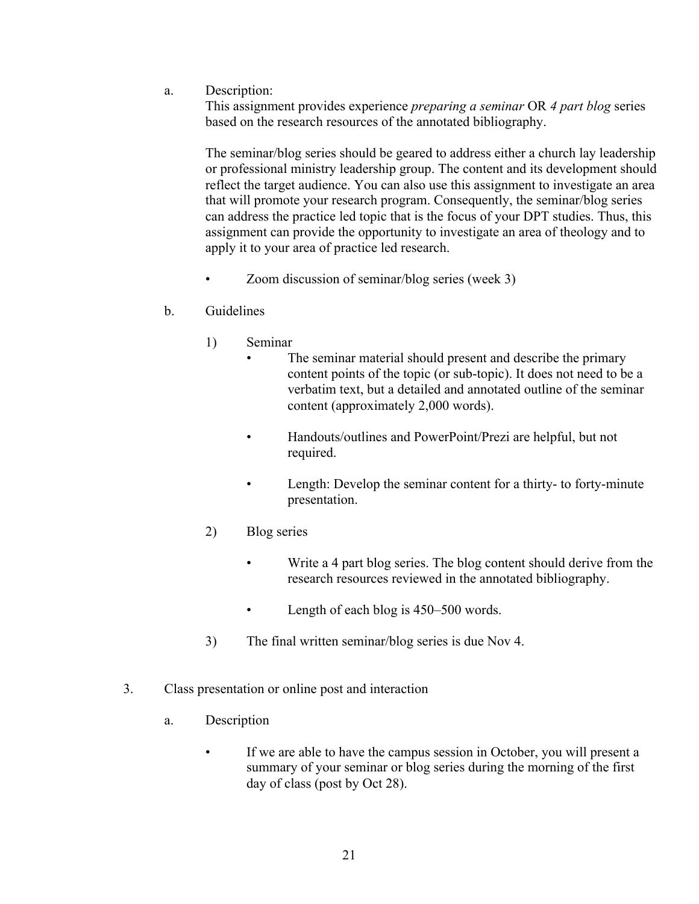a. Description:

This assignment provides experience *preparing a seminar* OR *4 part blog* series based on the research resources of the annotated bibliography.

The seminar/blog series should be geared to address either a church lay leadership or professional ministry leadership group. The content and its development should reflect the target audience. You can also use this assignment to investigate an area that will promote your research program. Consequently, the seminar/blog series can address the practice led topic that is the focus of your DPT studies. Thus, this assignment can provide the opportunity to investigate an area of theology and to apply it to your area of practice led research.

- Zoom discussion of seminar/blog series (week 3)

b. Guidelines

1) Seminar
   - The seminar material should present and describe the primary content points of the topic (or sub-topic). It does not need to be a verbatim text, but a detailed and annotated outline of the seminar content (approximately 2,000 words).
   - Handouts/outlines and PowerPoint/Prezi are helpful, but not required.
   - Length: Develop the seminar content for a thirty- to forty-minute presentation.

2) Blog series
   - Write a 4 part blog series. The blog content should derive from the research resources reviewed in the annotated bibliography.
   - Length of each blog is 450–500 words.

3) The final written seminar/blog series is due Nov 4.

3. Class presentation or online post and interaction

a. Description

- If we are able to have the campus session in October, you will present a summary of your seminar or blog series during the morning of the first day of class (post by Oct 28).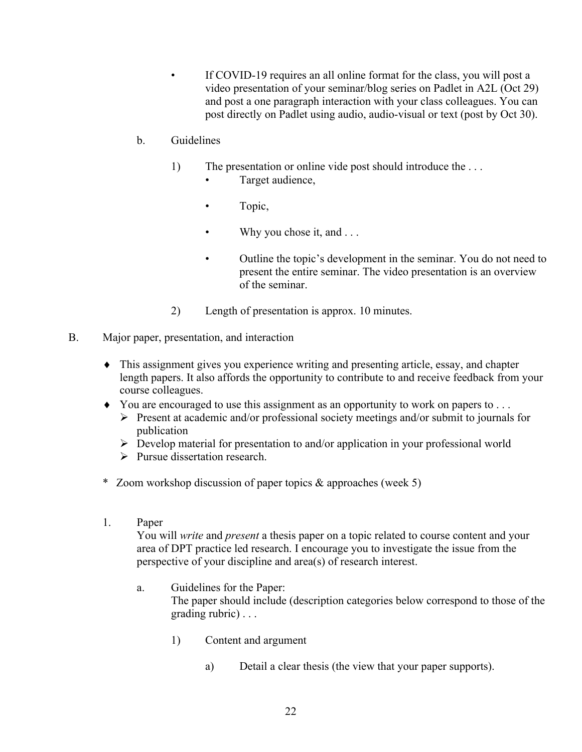- If COVID-19 requires an all online format for the class, you will post a video presentation of your seminar/blog series on Padlet in A2L (Oct 29) and post a one paragraph interaction with your class colleagues. You can post directly on Padlet using audio, audio-visual or text (post by Oct 30).

b. Guidelines

1) The presentation or online vide post should introduce the . . .
   - Target audience,
   - Topic,
   - Why you chose it, and . . .
   - Outline the topic's development in the seminar. You do not need to present the entire seminar. The video presentation is an overview of the seminar.

2) Length of presentation is approx. 10 minutes.

B. Major paper, presentation, and interaction

- This assignment gives you experience writing and presenting article, essay, and chapter length papers. It also affords the opportunity to contribute to and receive feedback from your course colleagues.
- You are encouraged to use this assignment as an opportunity to work on papers to . . .
  - Present at academic and/or professional society meetings and/or submit to journals for publication
  - Develop material for presentation to and/or application in your professional world
  - Pursue dissertation research.

\* Zoom workshop discussion of paper topics & approaches (week 5)

1. Paper
   You will *write* and *present* a thesis paper on a topic related to course content and your area of DPT practice led research. I encourage you to investigate the issue from the perspective of your discipline and area(s) of research interest.

   a. Guidelines for the Paper:
   The paper should include (description categories below correspond to those of the grading rubric) . . .

   1) Content and argument

      a) Detail a clear thesis (the view that your paper supports).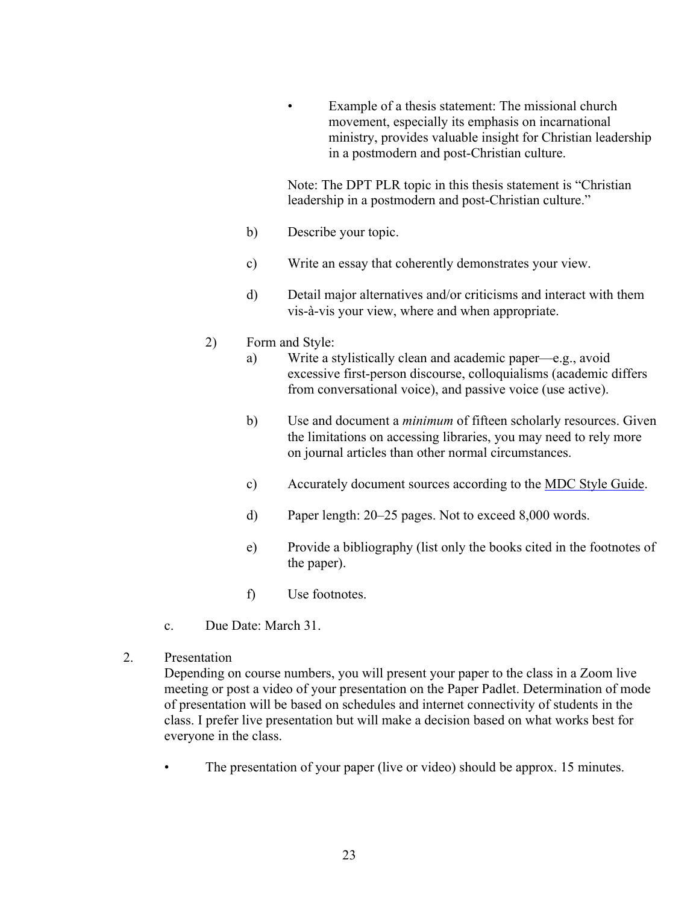- Example of a thesis statement: The missional church movement, especially its emphasis on incarnational ministry, provides valuable insight for Christian leadership in a postmodern and post-Christian culture.

  Note: The DPT PLR topic in this thesis statement is "Christian leadership in a postmodern and post-Christian culture."

b) Describe your topic.

c) Write an essay that coherently demonstrates your view.

d) Detail major alternatives and/or criticisms and interact with them vis-à-vis your view, where and when appropriate.

2) Form and Style:

a) Write a stylistically clean and academic paper—e.g., avoid excessive first-person discourse, colloquialisms (academic differs from conversational voice), and passive voice (use active).

b) Use and document a *minimum* of fifteen scholarly resources. Given the limitations on accessing libraries, you may need to rely more on journal articles than other normal circumstances.

c) Accurately document sources according to the MDC Style Guide.

d) Paper length: 20–25 pages. Not to exceed 8,000 words.

e) Provide a bibliography (list only the books cited in the footnotes of the paper).

f) Use footnotes.

c. Due Date: March 31.

2. Presentation

Depending on course numbers, you will present your paper to the class in a Zoom live meeting or post a video of your presentation on the Paper Padlet. Determination of mode of presentation will be based on schedules and internet connectivity of students in the class. I prefer live presentation but will make a decision based on what works best for everyone in the class.

- The presentation of your paper (live or video) should be approx. 15 minutes.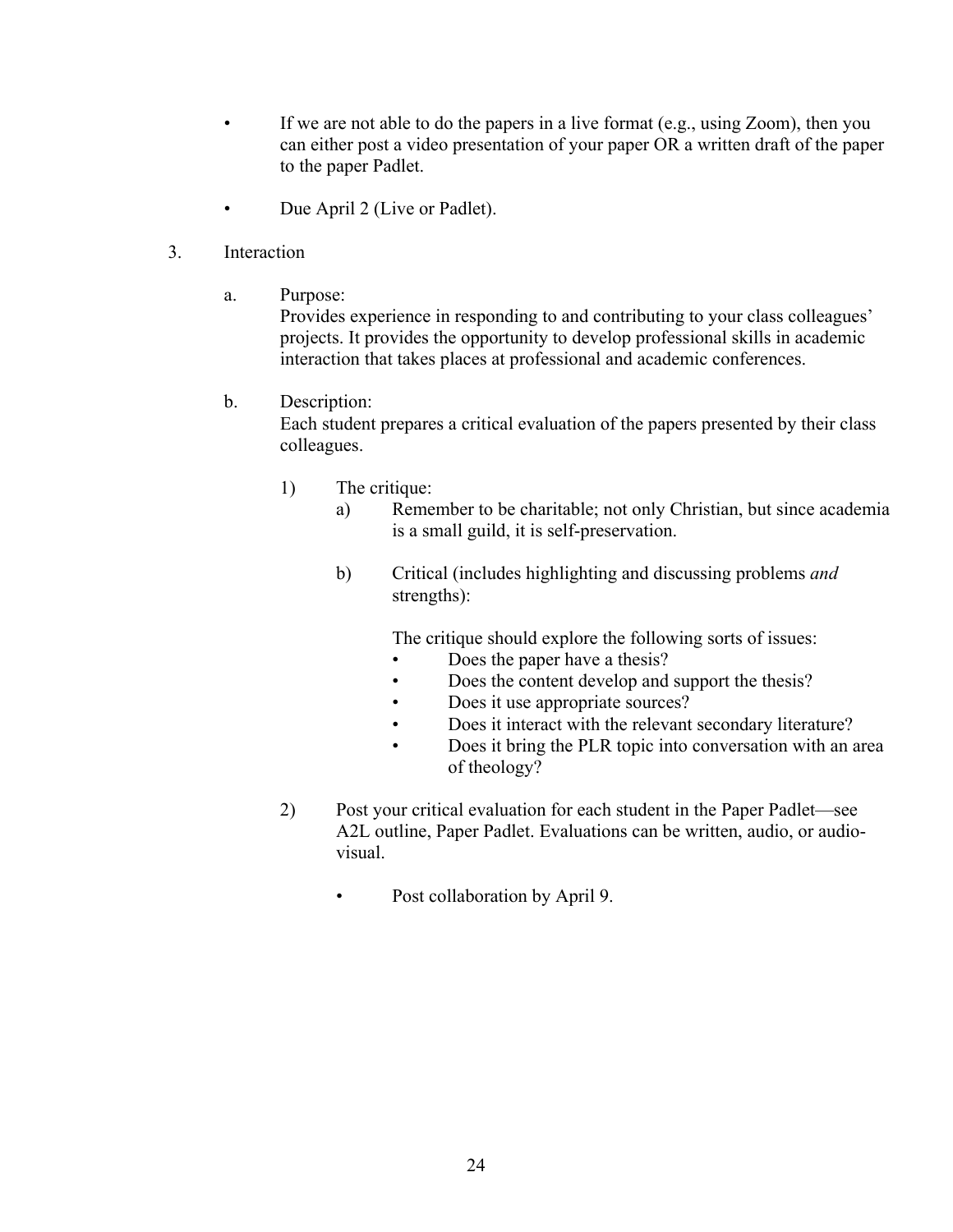- If we are not able to do the papers in a live format (e.g., using Zoom), then you can either post a video presentation of your paper OR a written draft of the paper to the paper Padlet.

- Due April 2 (Live or Padlet).

3. Interaction

   a. Purpose:
      Provides experience in responding to and contributing to your class colleagues' projects. It provides the opportunity to develop professional skills in academic interaction that takes places at professional and academic conferences.

   b. Description:
      Each student prepares a critical evaluation of the papers presented by their class colleagues.

      1) The critique:
         a) Remember to be charitable; not only Christian, but since academia is a small guild, it is self-preservation.

         b) Critical (includes highlighting and discussing problems *and* strengths):

            The critique should explore the following sorts of issues:
            - Does the paper have a thesis?
            - Does the content develop and support the thesis?
            - Does it use appropriate sources?
            - Does it interact with the relevant secondary literature?
            - Does it bring the PLR topic into conversation with an area of theology?

      2) Post your critical evaluation for each student in the Paper Padlet—see A2L outline, Paper Padlet. Evaluations can be written, audio, or audio-visual.

         - Post collaboration by April 9.